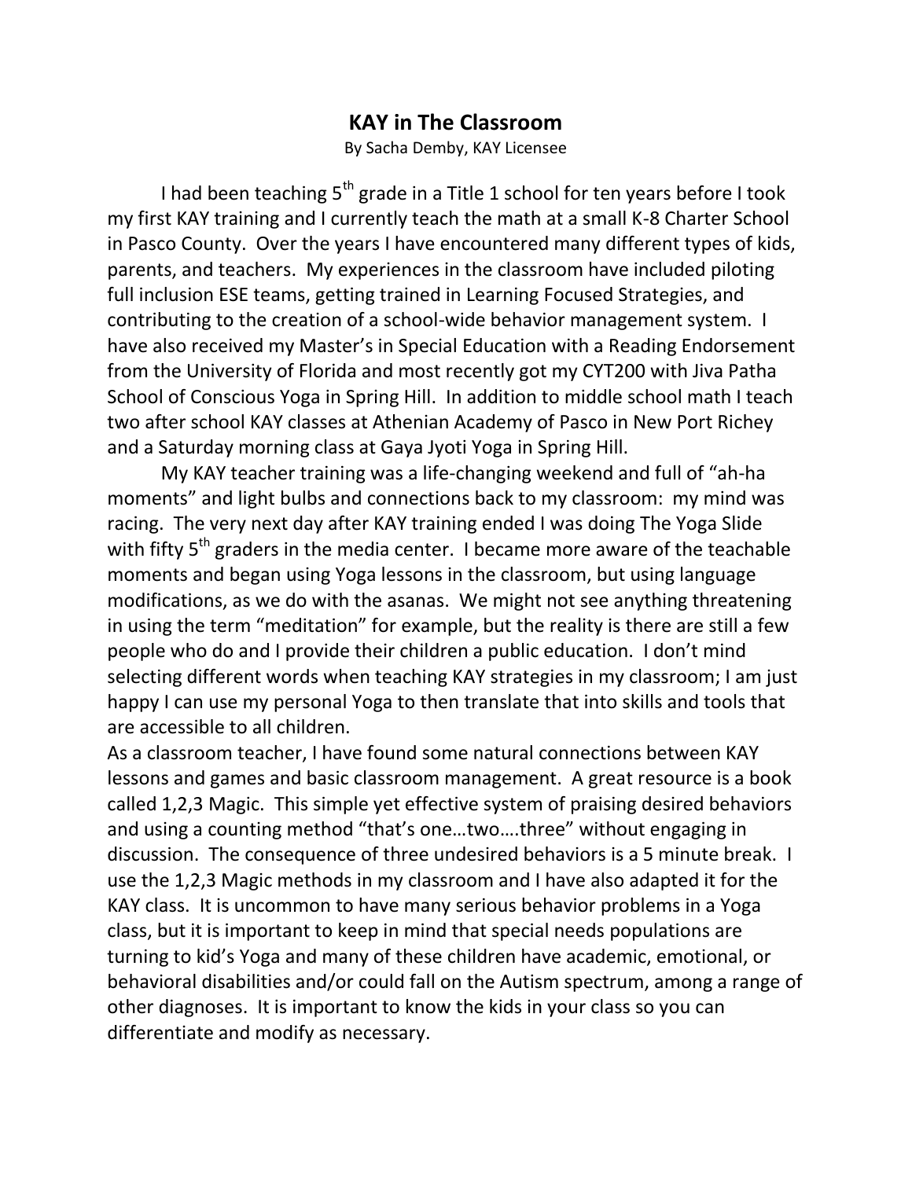# KAY in The Classroom

By Sacha Demby, KAY Licensee

I had been teaching 5th grade in a Title 1 school for ten years before I took my first KAY training and I currently teach the math at a small K-8 Charter School in Pasco County. Over the years I have encountered many different types of kids, parents, and teachers. My experiences in the classroom have included piloting full inclusion ESE teams, getting trained in Learning Focused Strategies, and contributing to the creation of a school-wide behavior management system. I have also received my Master's in Special Education with a Reading Endorsement from the University of Florida and most recently got my CYT200 with Jiva Patha School of Conscious Yoga in Spring Hill. In addition to middle school math I teach two after school KAY classes at Athenian Academy of Pasco in New Port Richey and a Saturday morning class at Gaya Jyoti Yoga in Spring Hill.

My KAY teacher training was a life-changing weekend and full of "ah-ha moments" and light bulbs and connections back to my classroom: my mind was racing. The very next day after KAY training ended I was doing The Yoga Slide with fifty 5th graders in the media center. I became more aware of the teachable moments and began using Yoga lessons in the classroom, but using language modifications, as we do with the asanas. We might not see anything threatening in using the term "meditation" for example, but the reality is there are still a few people who do and I provide their children a public education. I don't mind selecting different words when teaching KAY strategies in my classroom; I am just happy I can use my personal Yoga to then translate that into skills and tools that are accessible to all children.

As a classroom teacher, I have found some natural connections between KAY lessons and games and basic classroom management. A great resource is a book called 1,2,3 Magic. This simple yet effective system of praising desired behaviors and using a counting method "that's one…two….three" without engaging in discussion. The consequence of three undesired behaviors is a 5 minute break. I use the 1,2,3 Magic methods in my classroom and I have also adapted it for the KAY class. It is uncommon to have many serious behavior problems in a Yoga class, but it is important to keep in mind that special needs populations are turning to kid's Yoga and many of these children have academic, emotional, or behavioral disabilities and/or could fall on the Autism spectrum, among a range of other diagnoses. It is important to know the kids in your class so you can differentiate and modify as necessary.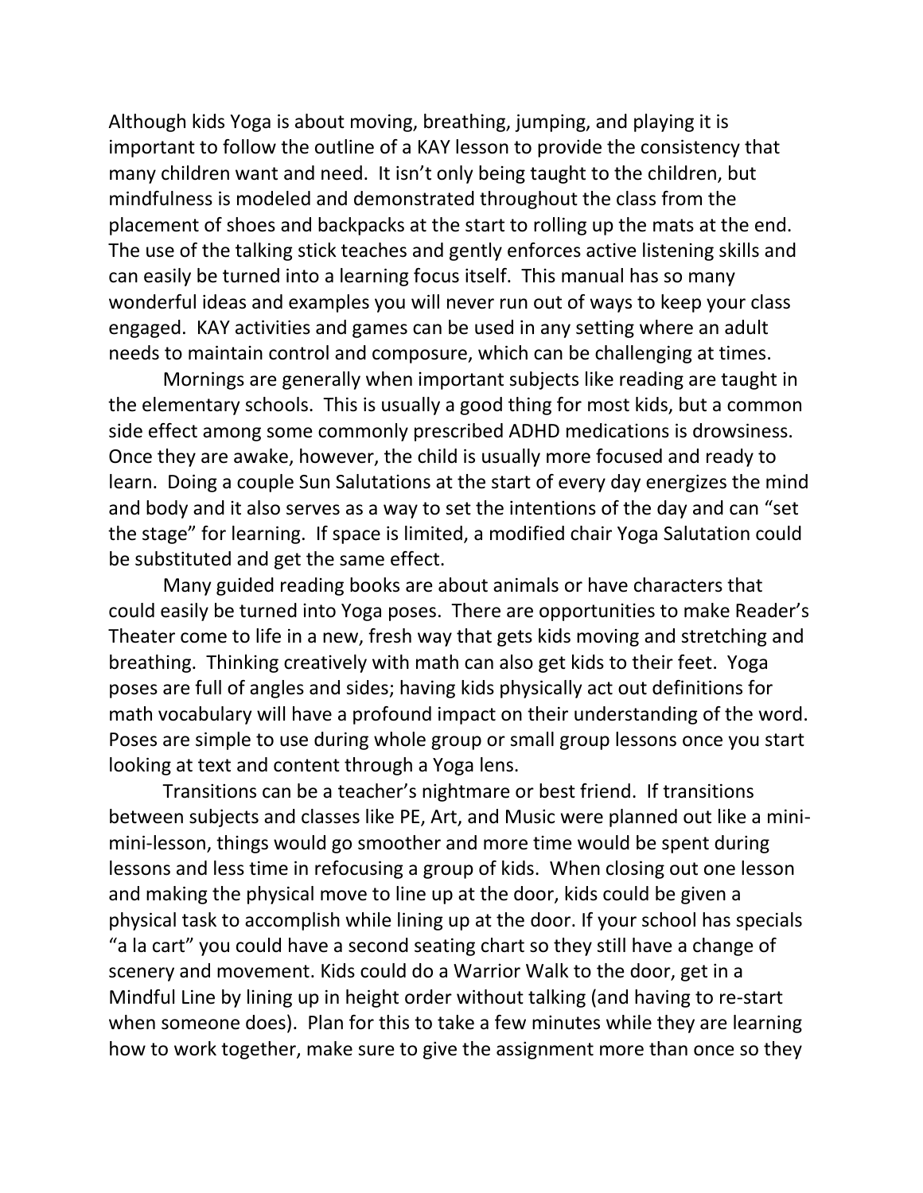Although kids Yoga is about moving, breathing, jumping, and playing it is important to follow the outline of a KAY lesson to provide the consistency that many children want and need. It isn't only being taught to the children, but mindfulness is modeled and demonstrated throughout the class from the placement of shoes and backpacks at the start to rolling up the mats at the end. The use of the talking stick teaches and gently enforces active listening skills and can easily be turned into a learning focus itself. This manual has so many wonderful ideas and examples you will never run out of ways to keep your class engaged. KAY activities and games can be used in any setting where an adult needs to maintain control and composure, which can be challenging at times.

Mornings are generally when important subjects like reading are taught in the elementary schools. This is usually a good thing for most kids, but a common side effect among some commonly prescribed ADHD medications is drowsiness. Once they are awake, however, the child is usually more focused and ready to learn. Doing a couple Sun Salutations at the start of every day energizes the mind and body and it also serves as a way to set the intentions of the day and can "set the stage" for learning. If space is limited, a modified chair Yoga Salutation could be substituted and get the same effect.

Many guided reading books are about animals or have characters that could easily be turned into Yoga poses. There are opportunities to make Reader's Theater come to life in a new, fresh way that gets kids moving and stretching and breathing. Thinking creatively with math can also get kids to their feet. Yoga poses are full of angles and sides; having kids physically act out definitions for math vocabulary will have a profound impact on their understanding of the word. Poses are simple to use during whole group or small group lessons once you start looking at text and content through a Yoga lens.

Transitions can be a teacher's nightmare or best friend. If transitions between subjects and classes like PE, Art, and Music were planned out like a mini-mini-lesson, things would go smoother and more time would be spent during lessons and less time in refocusing a group of kids. When closing out one lesson and making the physical move to line up at the door, kids could be given a physical task to accomplish while lining up at the door. If your school has specials "a la cart" you could have a second seating chart so they still have a change of scenery and movement. Kids could do a Warrior Walk to the door, get in a Mindful Line by lining up in height order without talking (and having to re-start when someone does). Plan for this to take a few minutes while they are learning how to work together, make sure to give the assignment more than once so they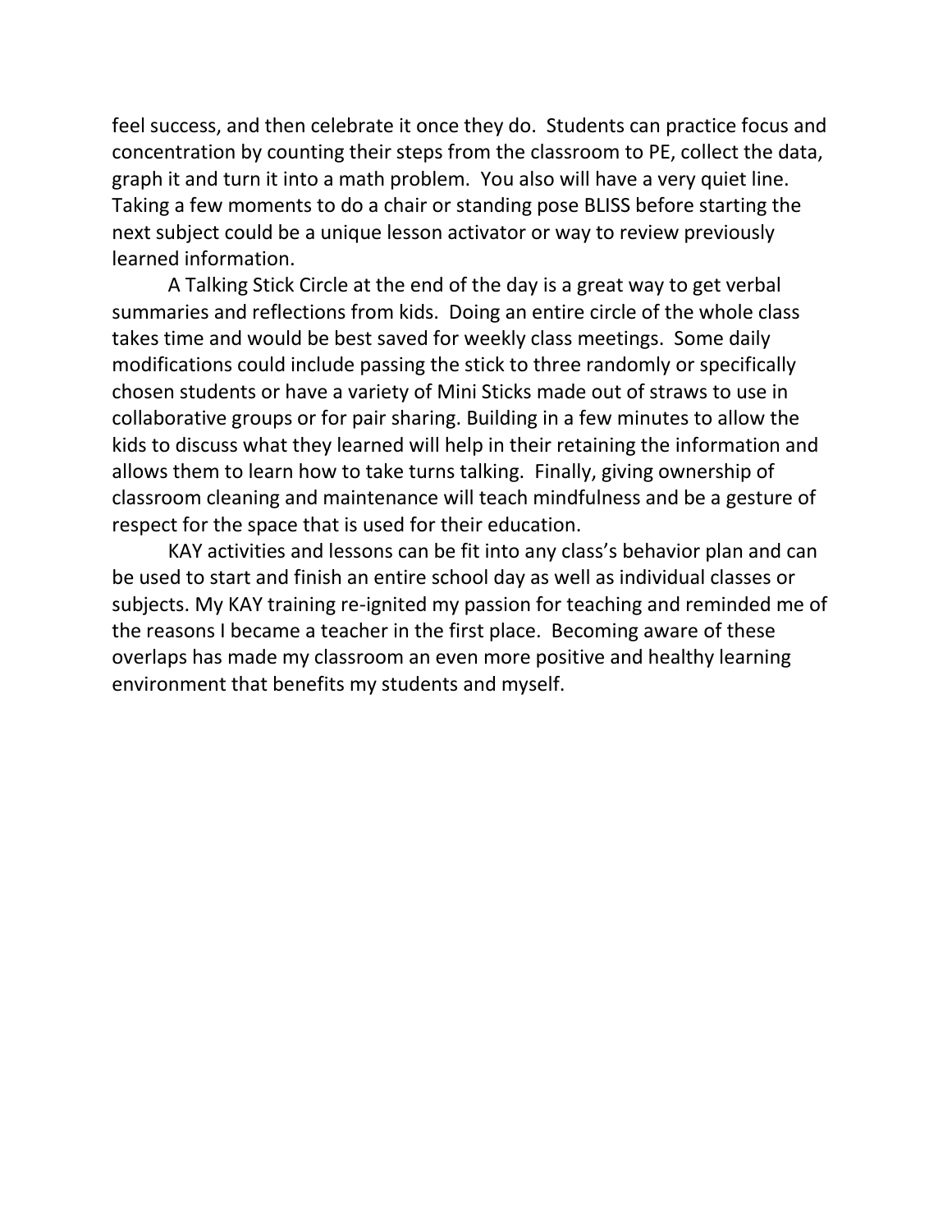feel success, and then celebrate it once they do. Students can practice focus and concentration by counting their steps from the classroom to PE, collect the data, graph it and turn it into a math problem. You also will have a very quiet line. Taking a few moments to do a chair or standing pose BLISS before starting the next subject could be a unique lesson activator or way to review previously learned information.

A Talking Stick Circle at the end of the day is a great way to get verbal summaries and reflections from kids. Doing an entire circle of the whole class takes time and would be best saved for weekly class meetings. Some daily modifications could include passing the stick to three randomly or specifically chosen students or have a variety of Mini Sticks made out of straws to use in collaborative groups or for pair sharing. Building in a few minutes to allow the kids to discuss what they learned will help in their retaining the information and allows them to learn how to take turns talking. Finally, giving ownership of classroom cleaning and maintenance will teach mindfulness and be a gesture of respect for the space that is used for their education.

KAY activities and lessons can be fit into any class's behavior plan and can be used to start and finish an entire school day as well as individual classes or subjects. My KAY training re-ignited my passion for teaching and reminded me of the reasons I became a teacher in the first place. Becoming aware of these overlaps has made my classroom an even more positive and healthy learning environment that benefits my students and myself.